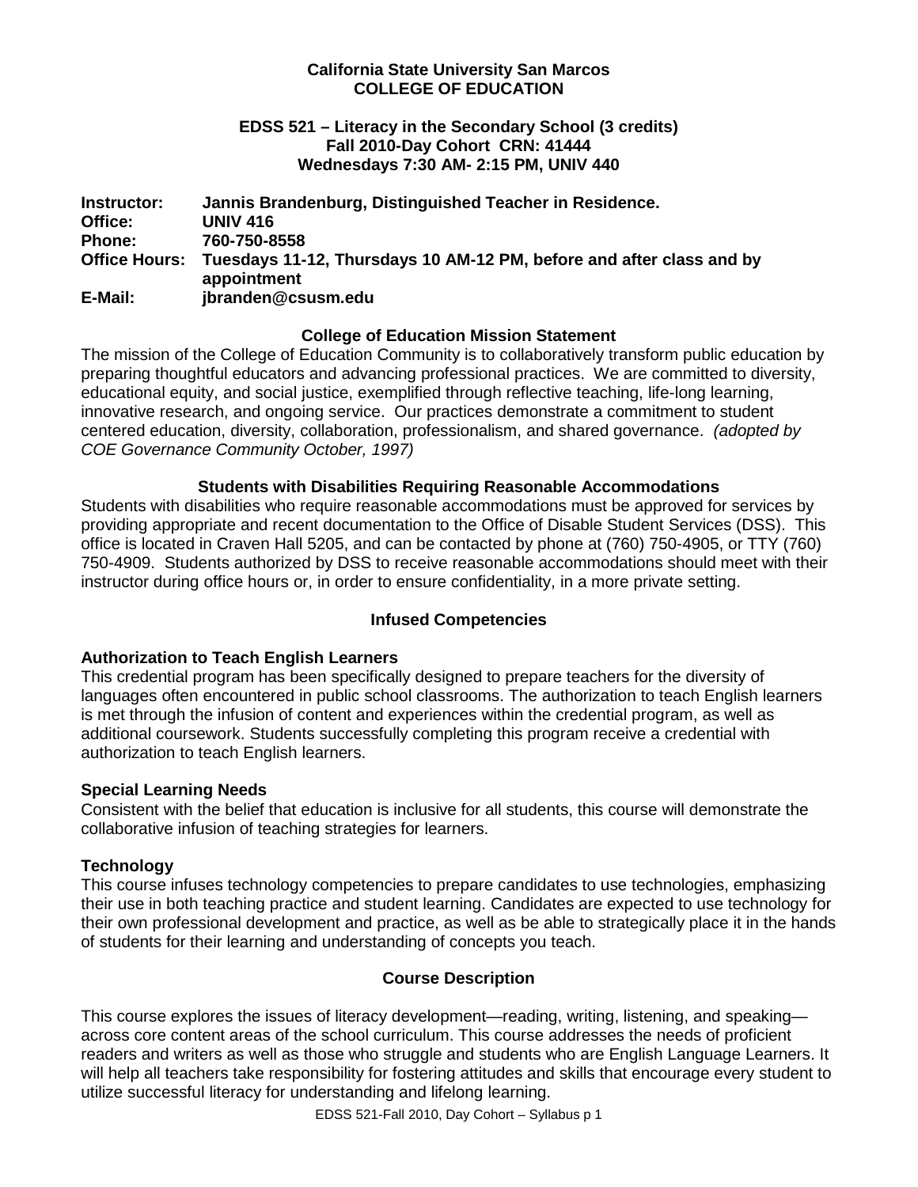**California State University San Marcos**
**COLLEGE OF EDUCATION**

**EDSS 521 – Literacy in the Secondary School (3 credits)**
**Fall 2010-Day Cohort CRN: 41444**
**Wednesdays 7:30 AM- 2:15 PM, UNIV 440**

**Instructor:** **Jannis Brandenburg, Distinguished Teacher in Residence.**
**Office:** **UNIV 416**
**Phone:** **760-750-8558**
**Office Hours:** **Tuesdays 11-12, Thursdays 10 AM-12 PM, before and after class and by appointment**
**E-Mail:** **jbranden@csusm.edu**

### College of Education Mission Statement

The mission of the College of Education Community is to collaboratively transform public education by preparing thoughtful educators and advancing professional practices. We are committed to diversity, educational equity, and social justice, exemplified through reflective teaching, life-long learning, innovative research, and ongoing service. Our practices demonstrate a commitment to student centered education, diversity, collaboration, professionalism, and shared governance. *(adopted by COE Governance Community October, 1997)*

### Students with Disabilities Requiring Reasonable Accommodations

Students with disabilities who require reasonable accommodations must be approved for services by providing appropriate and recent documentation to the Office of Disable Student Services (DSS). This office is located in Craven Hall 5205, and can be contacted by phone at (760) 750-4905, or TTY (760) 750-4909. Students authorized by DSS to receive reasonable accommodations should meet with their instructor during office hours or, in order to ensure confidentiality, in a more private setting.

### Infused Competencies

**Authorization to Teach English Learners**

This credential program has been specifically designed to prepare teachers for the diversity of languages often encountered in public school classrooms. The authorization to teach English learners is met through the infusion of content and experiences within the credential program, as well as additional coursework. Students successfully completing this program receive a credential with authorization to teach English learners.

**Special Learning Needs**

Consistent with the belief that education is inclusive for all students, this course will demonstrate the collaborative infusion of teaching strategies for learners.

**Technology**

This course infuses technology competencies to prepare candidates to use technologies, emphasizing their use in both teaching practice and student learning. Candidates are expected to use technology for their own professional development and practice, as well as be able to strategically place it in the hands of students for their learning and understanding of concepts you teach.

### Course Description

This course explores the issues of literacy development—reading, writing, listening, and speaking—across core content areas of the school curriculum. This course addresses the needs of proficient readers and writers as well as those who struggle and students who are English Language Learners. It will help all teachers take responsibility for fostering attitudes and skills that encourage every student to utilize successful literacy for understanding and lifelong learning.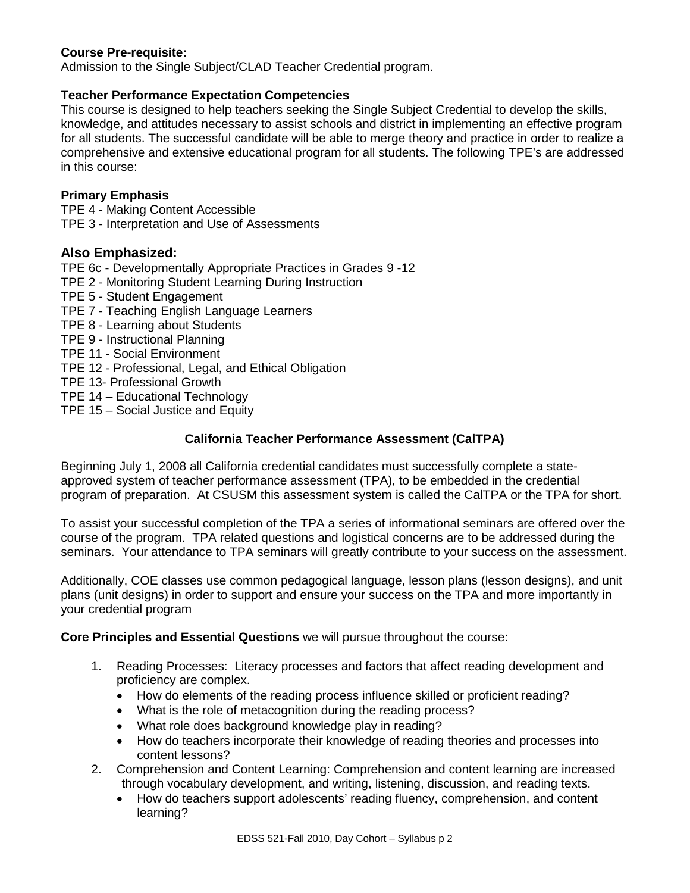**Course Pre-requisite:**
Admission to the Single Subject/CLAD Teacher Credential program.

**Teacher Performance Expectation Competencies**
This course is designed to help teachers seeking the Single Subject Credential to develop the skills, knowledge, and attitudes necessary to assist schools and district in implementing an effective program for all students. The successful candidate will be able to merge theory and practice in order to realize a comprehensive and extensive educational program for all students. The following TPE's are addressed in this course:

**Primary Emphasis**
TPE 4 - Making Content Accessible
TPE 3 - Interpretation and Use of Assessments

## Also Emphasized:

TPE 6c - Developmentally Appropriate Practices in Grades 9 -12
TPE 2 - Monitoring Student Learning During Instruction
TPE 5 - Student Engagement
TPE 7 - Teaching English Language Learners
TPE 8 - Learning about Students
TPE 9 - Instructional Planning
TPE 11 - Social Environment
TPE 12 - Professional, Legal, and Ethical Obligation
TPE 13- Professional Growth
TPE 14 – Educational Technology
TPE 15 – Social Justice and Equity

### California Teacher Performance Assessment (CalTPA)

Beginning July 1, 2008 all California credential candidates must successfully complete a state-approved system of teacher performance assessment (TPA), to be embedded in the credential program of preparation. At CSUSM this assessment system is called the CalTPA or the TPA for short.

To assist your successful completion of the TPA a series of informational seminars are offered over the course of the program. TPA related questions and logistical concerns are to be addressed during the seminars. Your attendance to TPA seminars will greatly contribute to your success on the assessment.

Additionally, COE classes use common pedagogical language, lesson plans (lesson designs), and unit plans (unit designs) in order to support and ensure your success on the TPA and more importantly in your credential program

**Core Principles and Essential Questions** we will pursue throughout the course:

1. Reading Processes: Literacy processes and factors that affect reading development and proficiency are complex.
   - How do elements of the reading process influence skilled or proficient reading?
   - What is the role of metacognition during the reading process?
   - What role does background knowledge play in reading?
   - How do teachers incorporate their knowledge of reading theories and processes into content lessons?
2. Comprehension and Content Learning: Comprehension and content learning are increased through vocabulary development, and writing, listening, discussion, and reading texts.
   - How do teachers support adolescents' reading fluency, comprehension, and content learning?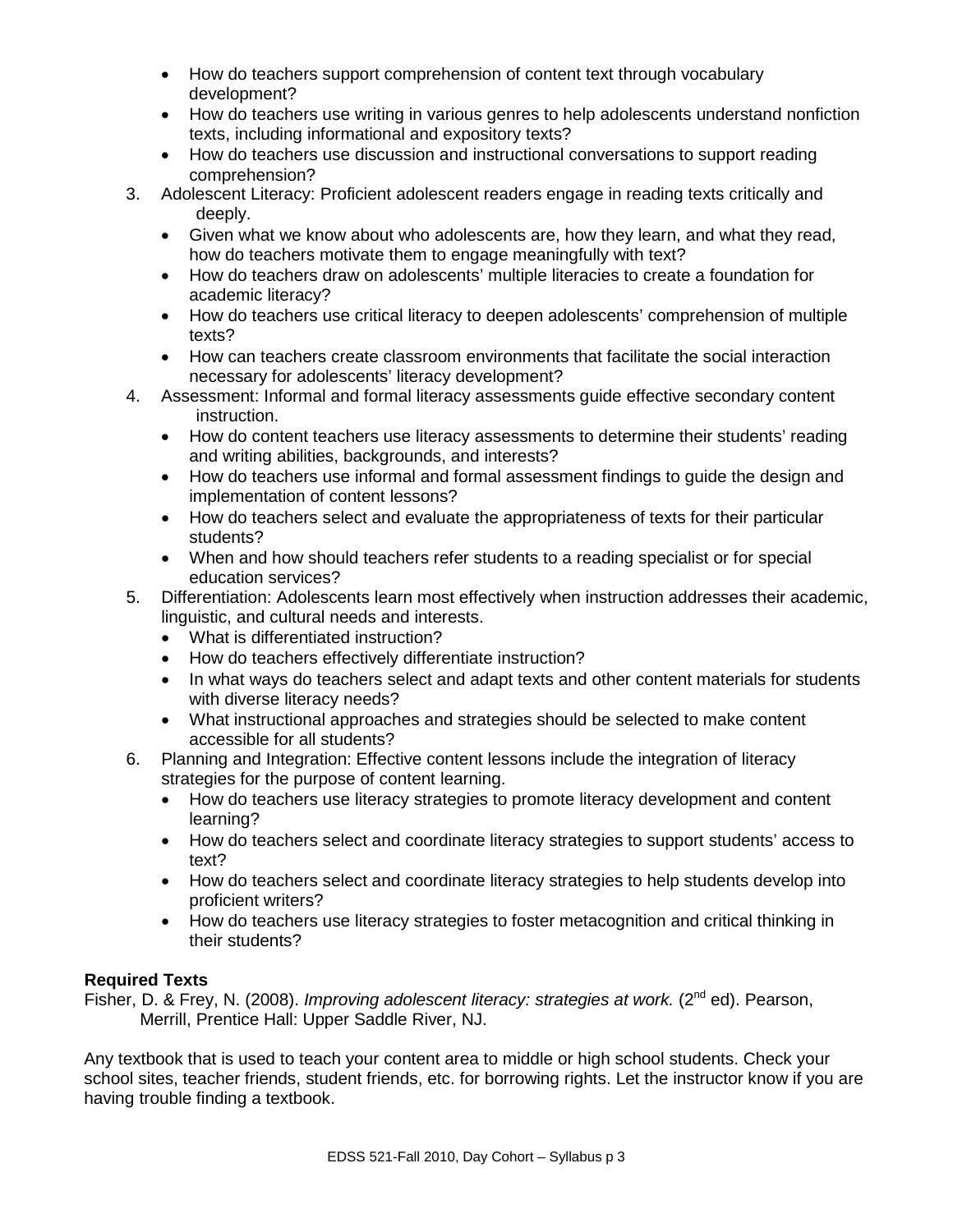- How do teachers support comprehension of content text through vocabulary development?
- How do teachers use writing in various genres to help adolescents understand nonfiction texts, including informational and expository texts?
- How do teachers use discussion and instructional conversations to support reading comprehension?

3. Adolescent Literacy: Proficient adolescent readers engage in reading texts critically and deeply.
   - Given what we know about who adolescents are, how they learn, and what they read, how do teachers motivate them to engage meaningfully with text?
   - How do teachers draw on adolescents' multiple literacies to create a foundation for academic literacy?
   - How do teachers use critical literacy to deepen adolescents' comprehension of multiple texts?
   - How can teachers create classroom environments that facilitate the social interaction necessary for adolescents' literacy development?
4. Assessment: Informal and formal literacy assessments guide effective secondary content instruction.
   - How do content teachers use literacy assessments to determine their students' reading and writing abilities, backgrounds, and interests?
   - How do teachers use informal and formal assessment findings to guide the design and implementation of content lessons?
   - How do teachers select and evaluate the appropriateness of texts for their particular students?
   - When and how should teachers refer students to a reading specialist or for special education services?
5. Differentiation: Adolescents learn most effectively when instruction addresses their academic, linguistic, and cultural needs and interests.
   - What is differentiated instruction?
   - How do teachers effectively differentiate instruction?
   - In what ways do teachers select and adapt texts and other content materials for students with diverse literacy needs?
   - What instructional approaches and strategies should be selected to make content accessible for all students?
6. Planning and Integration: Effective content lessons include the integration of literacy strategies for the purpose of content learning.
   - How do teachers use literacy strategies to promote literacy development and content learning?
   - How do teachers select and coordinate literacy strategies to support students' access to text?
   - How do teachers select and coordinate literacy strategies to help students develop into proficient writers?
   - How do teachers use literacy strategies to foster metacognition and critical thinking in their students?

**Required Texts**

Fisher, D. & Frey, N. (2008). *Improving adolescent literacy: strategies at work.* (2nd ed). Pearson, Merrill, Prentice Hall: Upper Saddle River, NJ.

Any textbook that is used to teach your content area to middle or high school students. Check your school sites, teacher friends, student friends, etc. for borrowing rights. Let the instructor know if you are having trouble finding a textbook.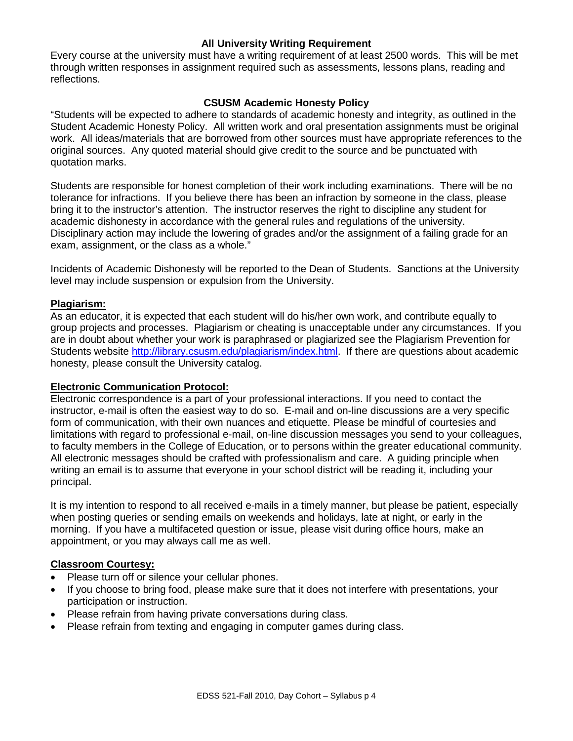### All University Writing Requirement

Every course at the university must have a writing requirement of at least 2500 words. This will be met through written responses in assignment required such as assessments, lessons plans, reading and reflections.

### CSUSM Academic Honesty Policy

"Students will be expected to adhere to standards of academic honesty and integrity, as outlined in the Student Academic Honesty Policy. All written work and oral presentation assignments must be original work. All ideas/materials that are borrowed from other sources must have appropriate references to the original sources. Any quoted material should give credit to the source and be punctuated with quotation marks.

Students are responsible for honest completion of their work including examinations. There will be no tolerance for infractions. If you believe there has been an infraction by someone in the class, please bring it to the instructor's attention. The instructor reserves the right to discipline any student for academic dishonesty in accordance with the general rules and regulations of the university. Disciplinary action may include the lowering of grades and/or the assignment of a failing grade for an exam, assignment, or the class as a whole."

Incidents of Academic Dishonesty will be reported to the Dean of Students. Sanctions at the University level may include suspension or expulsion from the University.

**Plagiarism:**

As an educator, it is expected that each student will do his/her own work, and contribute equally to group projects and processes. Plagiarism or cheating is unacceptable under any circumstances. If you are in doubt about whether your work is paraphrased or plagiarized see the Plagiarism Prevention for Students website http://library.csusm.edu/plagiarism/index.html. If there are questions about academic honesty, please consult the University catalog.

**Electronic Communication Protocol:**

Electronic correspondence is a part of your professional interactions. If you need to contact the instructor, e-mail is often the easiest way to do so. E-mail and on-line discussions are a very specific form of communication, with their own nuances and etiquette. Please be mindful of courtesies and limitations with regard to professional e-mail, on-line discussion messages you send to your colleagues, to faculty members in the College of Education, or to persons within the greater educational community. All electronic messages should be crafted with professionalism and care. A guiding principle when writing an email is to assume that everyone in your school district will be reading it, including your principal.

It is my intention to respond to all received e-mails in a timely manner, but please be patient, especially when posting queries or sending emails on weekends and holidays, late at night, or early in the morning. If you have a multifaceted question or issue, please visit during office hours, make an appointment, or you may always call me as well.

**Classroom Courtesy:**

- Please turn off or silence your cellular phones.
- If you choose to bring food, please make sure that it does not interfere with presentations, your participation or instruction.
- Please refrain from having private conversations during class.
- Please refrain from texting and engaging in computer games during class.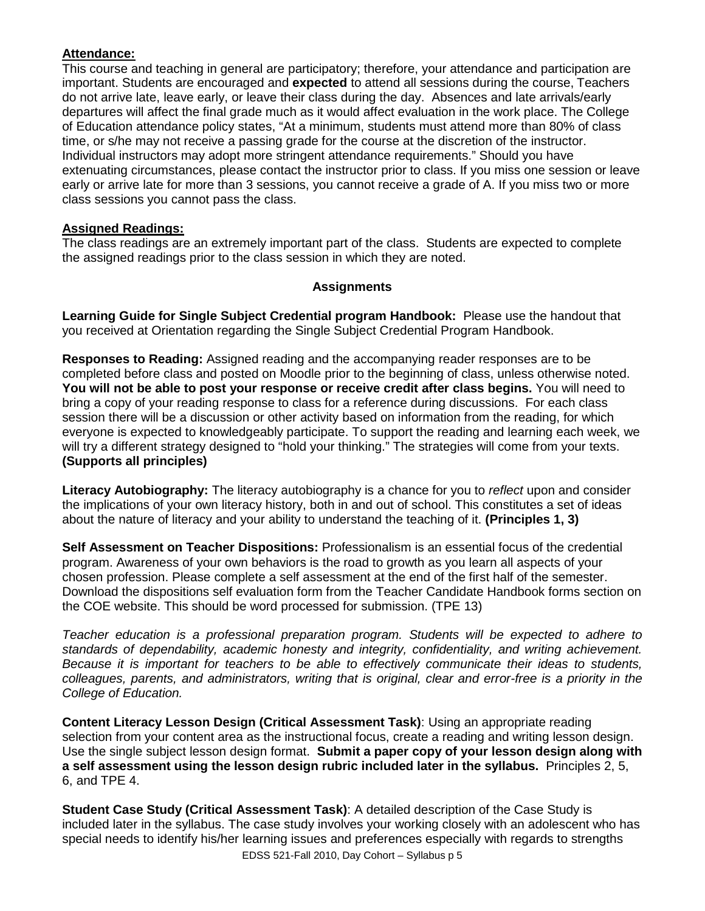**Attendance:**
This course and teaching in general are participatory; therefore, your attendance and participation are important. Students are encouraged and **expected** to attend all sessions during the course, Teachers do not arrive late, leave early, or leave their class during the day. Absences and late arrivals/early departures will affect the final grade much as it would affect evaluation in the work place. The College of Education attendance policy states, "At a minimum, students must attend more than 80% of class time, or s/he may not receive a passing grade for the course at the discretion of the instructor. Individual instructors may adopt more stringent attendance requirements." Should you have extenuating circumstances, please contact the instructor prior to class. If you miss one session or leave early or arrive late for more than 3 sessions, you cannot receive a grade of A. If you miss two or more class sessions you cannot pass the class.

**Assigned Readings:**
The class readings are an extremely important part of the class. Students are expected to complete the assigned readings prior to the class session in which they are noted.

## Assignments

**Learning Guide for Single Subject Credential program Handbook:** Please use the handout that you received at Orientation regarding the Single Subject Credential Program Handbook.

**Responses to Reading:** Assigned reading and the accompanying reader responses are to be completed before class and posted on Moodle prior to the beginning of class, unless otherwise noted. **You will not be able to post your response or receive credit after class begins.** You will need to bring a copy of your reading response to class for a reference during discussions. For each class session there will be a discussion or other activity based on information from the reading, for which everyone is expected to knowledgeably participate. To support the reading and learning each week, we will try a different strategy designed to "hold your thinking." The strategies will come from your texts. **(Supports all principles)**

**Literacy Autobiography:** The literacy autobiography is a chance for you to *reflect* upon and consider the implications of your own literacy history, both in and out of school. This constitutes a set of ideas about the nature of literacy and your ability to understand the teaching of it. **(Principles 1, 3)**

**Self Assessment on Teacher Dispositions:** Professionalism is an essential focus of the credential program. Awareness of your own behaviors is the road to growth as you learn all aspects of your chosen profession. Please complete a self assessment at the end of the first half of the semester. Download the dispositions self evaluation form from the Teacher Candidate Handbook forms section on the COE website. This should be word processed for submission. (TPE 13)

*Teacher education is a professional preparation program. Students will be expected to adhere to standards of dependability, academic honesty and integrity, confidentiality, and writing achievement. Because it is important for teachers to be able to effectively communicate their ideas to students, colleagues, parents, and administrators, writing that is original, clear and error-free is a priority in the College of Education.*

**Content Literacy Lesson Design (Critical Assessment Task)**: Using an appropriate reading selection from your content area as the instructional focus, create a reading and writing lesson design. Use the single subject lesson design format. **Submit a paper copy of your lesson design along with a self assessment using the lesson design rubric included later in the syllabus.** Principles 2, 5, 6, and TPE 4.

**Student Case Study (Critical Assessment Task)**: A detailed description of the Case Study is included later in the syllabus. The case study involves your working closely with an adolescent who has special needs to identify his/her learning issues and preferences especially with regards to strengths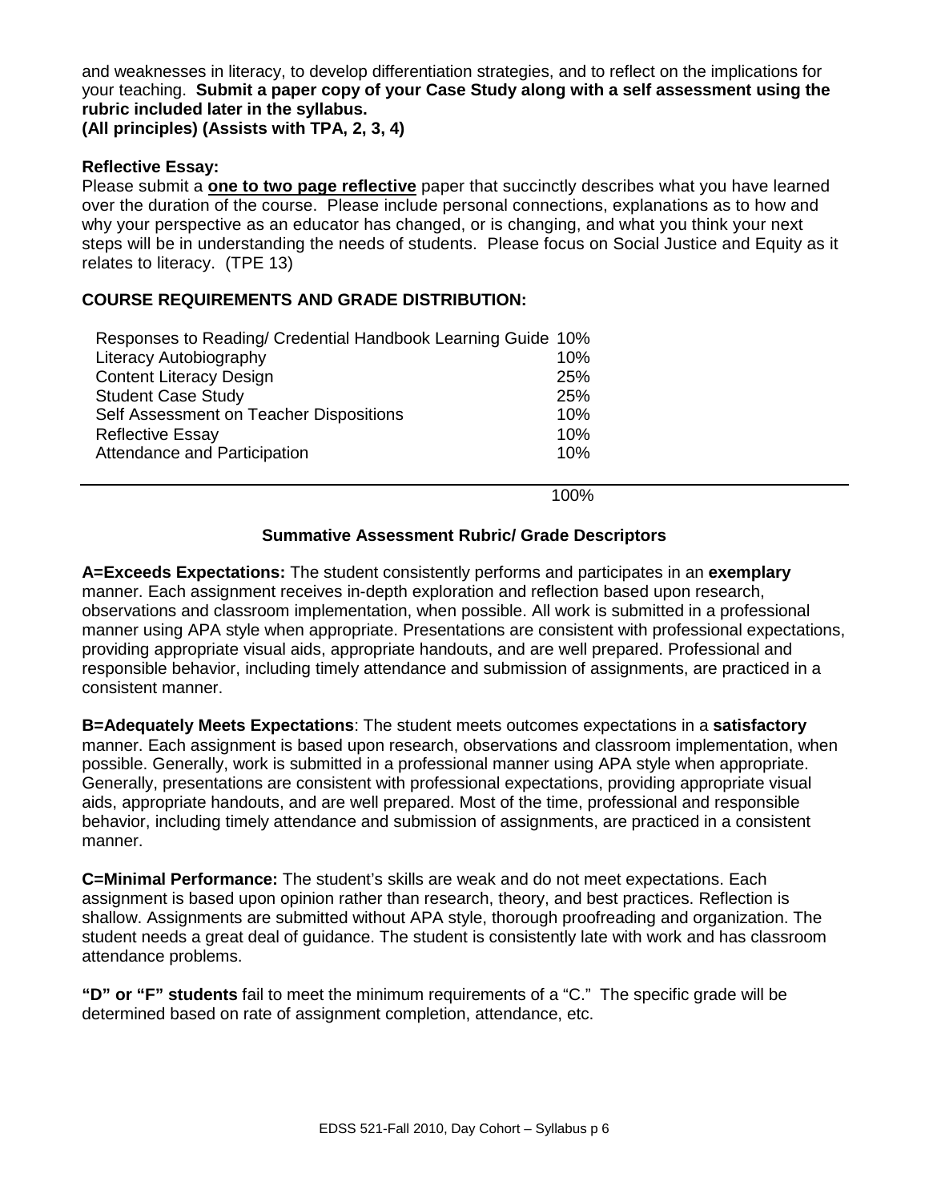and weaknesses in literacy, to develop differentiation strategies, and to reflect on the implications for your teaching. **Submit a paper copy of your Case Study along with a self assessment using the rubric included later in the syllabus.**
**(All principles) (Assists with TPA, 2, 3, 4)**

**Reflective Essay:**
Please submit a **one to two page reflective** paper that succinctly describes what you have learned over the duration of the course. Please include personal connections, explanations as to how and why your perspective as an educator has changed, or is changing, and what you think your next steps will be in understanding the needs of students. Please focus on Social Justice and Equity as it relates to literacy. (TPE 13)

**COURSE REQUIREMENTS AND GRADE DISTRIBUTION:**

| Requirement | Percentage |
|---|---|
| Responses to Reading/ Credential Handbook Learning Guide | 10% |
| Literacy Autobiography | 10% |
| Content Literacy Design | 25% |
| Student Case Study | 25% |
| Self Assessment on Teacher Dispositions | 10% |
| Reflective Essay | 10% |
| Attendance and Participation | 10% |
| | 100% |

**Summative Assessment Rubric/ Grade Descriptors**

**A=Exceeds Expectations:** The student consistently performs and participates in an **exemplary** manner. Each assignment receives in-depth exploration and reflection based upon research, observations and classroom implementation, when possible. All work is submitted in a professional manner using APA style when appropriate. Presentations are consistent with professional expectations, providing appropriate visual aids, appropriate handouts, and are well prepared. Professional and responsible behavior, including timely attendance and submission of assignments, are practiced in a consistent manner.

**B=Adequately Meets Expectations**: The student meets outcomes expectations in a **satisfactory** manner. Each assignment is based upon research, observations and classroom implementation, when possible. Generally, work is submitted in a professional manner using APA style when appropriate. Generally, presentations are consistent with professional expectations, providing appropriate visual aids, appropriate handouts, and are well prepared. Most of the time, professional and responsible behavior, including timely attendance and submission of assignments, are practiced in a consistent manner.

**C=Minimal Performance:** The student's skills are weak and do not meet expectations. Each assignment is based upon opinion rather than research, theory, and best practices. Reflection is shallow. Assignments are submitted without APA style, thorough proofreading and organization. The student needs a great deal of guidance. The student is consistently late with work and has classroom attendance problems.

**"D" or "F" students** fail to meet the minimum requirements of a "C." The specific grade will be determined based on rate of assignment completion, attendance, etc.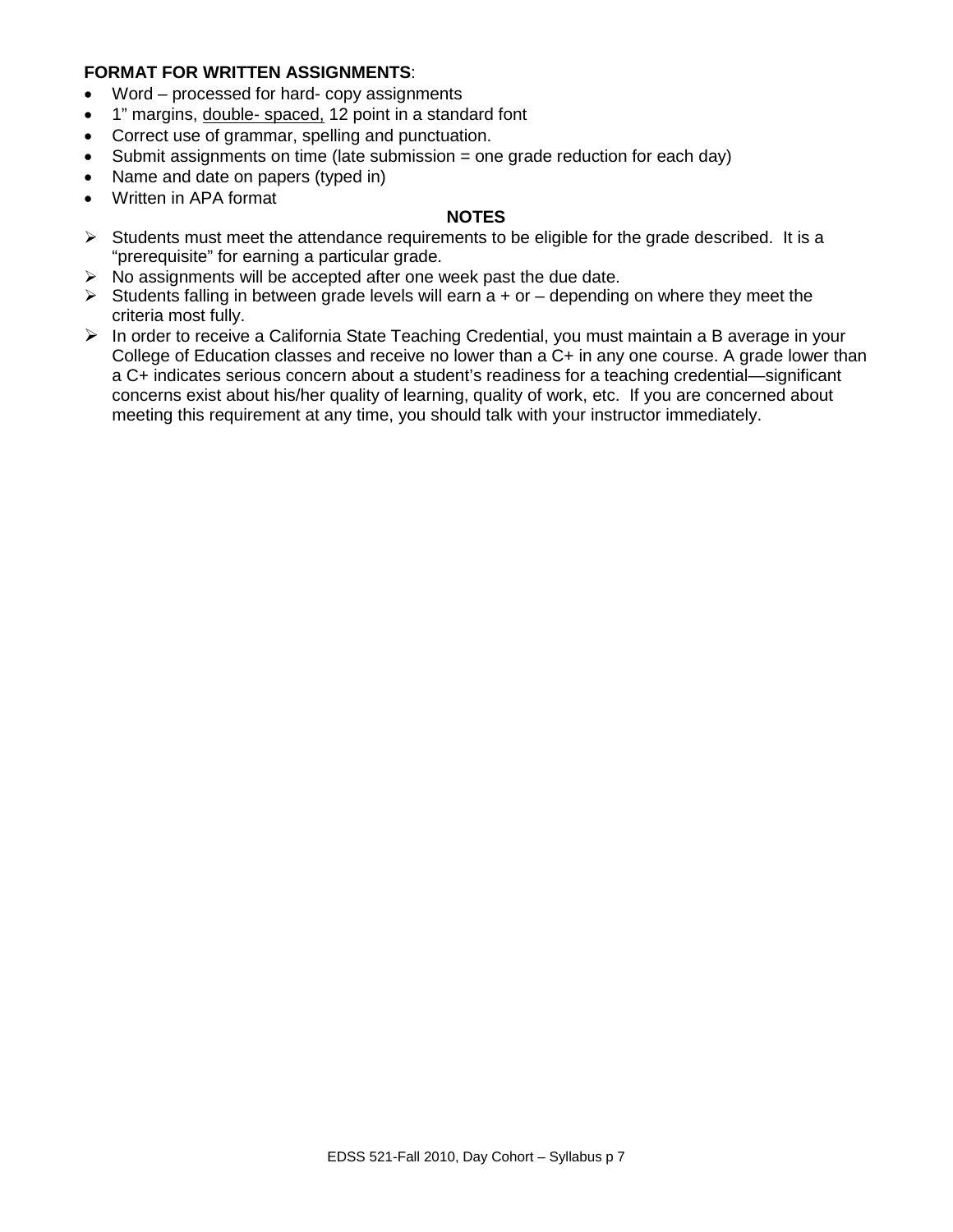**FORMAT FOR WRITTEN ASSIGNMENTS**:

- Word – processed for hard- copy assignments
- 1" margins, <u>double- spaced,</u> 12 point in a standard font
- Correct use of grammar, spelling and punctuation.
- Submit assignments on time (late submission = one grade reduction for each day)
- Name and date on papers (typed in)
- Written in APA format

**NOTES**

- Students must meet the attendance requirements to be eligible for the grade described. It is a "prerequisite" for earning a particular grade.
- No assignments will be accepted after one week past the due date.
- Students falling in between grade levels will earn a + or – depending on where they meet the criteria most fully.
- In order to receive a California State Teaching Credential, you must maintain a B average in your College of Education classes and receive no lower than a C+ in any one course. A grade lower than a C+ indicates serious concern about a student's readiness for a teaching credential—significant concerns exist about his/her quality of learning, quality of work, etc. If you are concerned about meeting this requirement at any time, you should talk with your instructor immediately.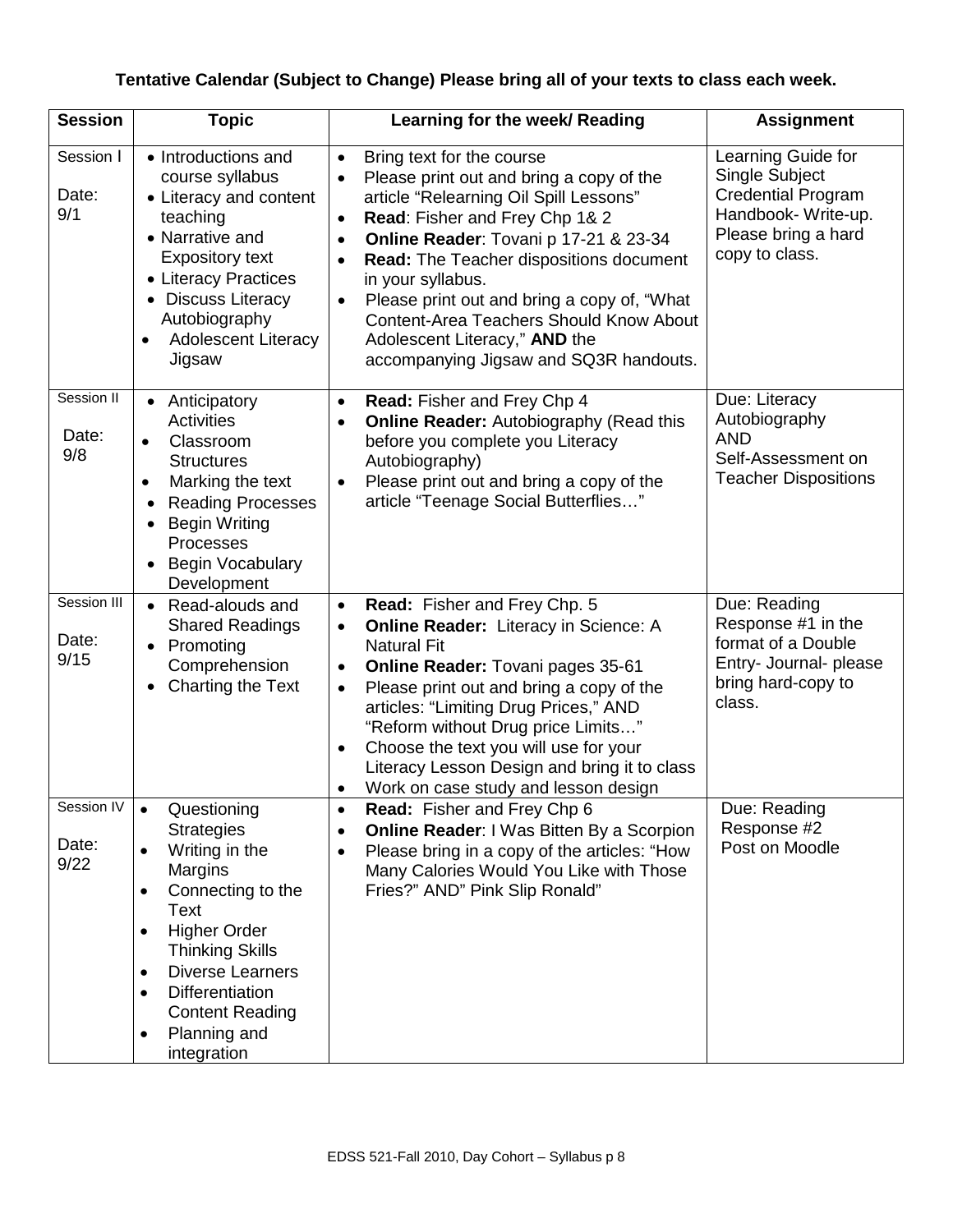**Tentative Calendar (Subject to Change) Please bring all of your texts to class each week.**

| Session | Topic | Learning for the week/ Reading | Assignment |
|---|---|---|---|
| Session I<br><br>Date: 9/1 | • Introductions and course syllabus<br>• Literacy and content teaching<br>• Narrative and Expository text<br>• Literacy Practices<br>• Discuss Literacy Autobiography<br>• Adolescent Literacy Jigsaw | • Bring text for the course<br>• Please print out and bring a copy of the article "Relearning Oil Spill Lessons"<br>• **Read**: Fisher and Frey Chp 1& 2<br>• **Online Reader**: Tovani p 17-21 & 23-34<br>• **Read:** The Teacher dispositions document in your syllabus.<br>• Please print out and bring a copy of, "What Content-Area Teachers Should Know About Adolescent Literacy," **AND** the accompanying Jigsaw and SQ3R handouts. | Learning Guide for Single Subject Credential Program Handbook- Write-up. Please bring a hard copy to class. |
| Session II<br><br>Date: 9/8 | • Anticipatory Activities<br>• Classroom Structures<br>• Marking the text<br>• Reading Processes<br>• Begin Writing Processes<br>• Begin Vocabulary Development | • **Read:** Fisher and Frey Chp 4<br>• **Online Reader:** Autobiography (Read this before you complete you Literacy Autobiography)<br>• Please print out and bring a copy of the article "Teenage Social Butterflies…" | Due: Literacy Autobiography<br>AND<br>Self-Assessment on Teacher Dispositions |
| Session III<br><br>Date: 9/15 | • Read-alouds and Shared Readings<br>• Promoting Comprehension<br>• Charting the Text | • **Read:** Fisher and Frey Chp. 5<br>• **Online Reader:** Literacy in Science: A Natural Fit<br>• **Online Reader:** Tovani pages 35-61<br>• Please print out and bring a copy of the articles: "Limiting Drug Prices," AND "Reform without Drug price Limits…"<br>• Choose the text you will use for your Literacy Lesson Design and bring it to class<br>• Work on case study and lesson design | Due: Reading Response #1 in the format of a Double Entry- Journal- please bring hard-copy to class. |
| Session IV<br><br>Date: 9/22 | • Questioning Strategies<br>• Writing in the Margins<br>• Connecting to the Text<br>• Higher Order Thinking Skills<br>• Diverse Learners<br>• Differentiation Content Reading<br>• Planning and integration | • **Read:** Fisher and Frey Chp 6<br>• **Online Reader**: I Was Bitten By a Scorpion<br>• Please bring in a copy of the articles: "How Many Calories Would You Like with Those Fries?" AND" Pink Slip Ronald" | Due: Reading Response #2<br>Post on Moodle |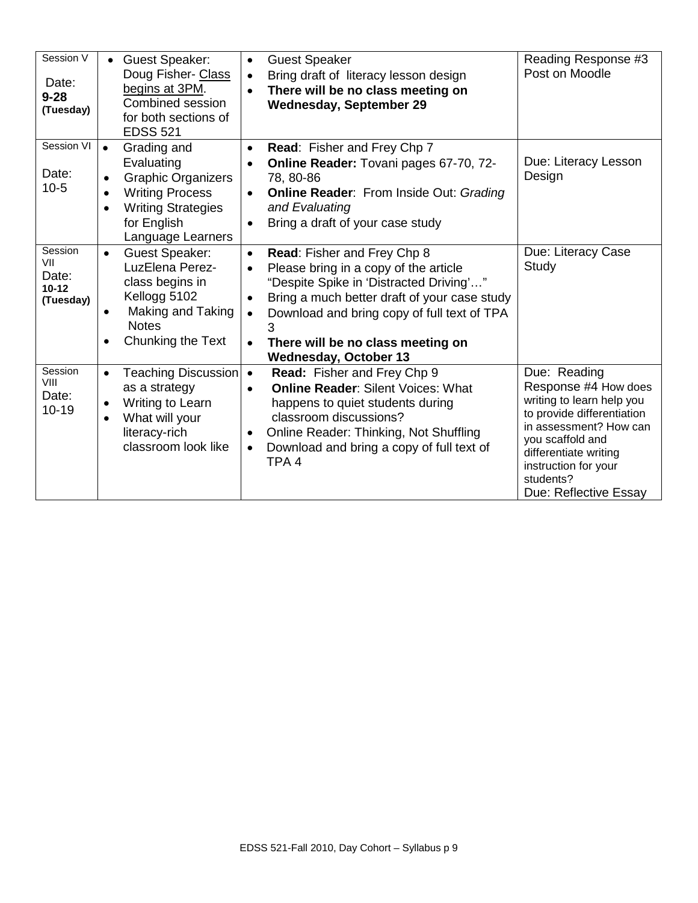| Session V<br><br>Date:<br>**9-28**<br>**(Tuesday)** | • Guest Speaker: Doug Fisher- Class begins at 3PM. Combined session for both sections of EDSS 521 | • Guest Speaker<br>• Bring draft of literacy lesson design<br>• **There will be no class meeting on Wednesday, September 29** | Reading Response #3 Post on Moodle |
|---|---|---|---|
| Session VI<br><br>Date:<br>10-5 | • Grading and Evaluating<br>• Graphic Organizers<br>• Writing Process<br>• Writing Strategies for English Language Learners | • **Read**: Fisher and Frey Chp 7<br>• **Online Reader:** Tovani pages 67-70, 72-78, 80-86<br>• **Online Reader**: From Inside Out: *Grading and Evaluating*<br>• Bring a draft of your case study | Due: Literacy Lesson Design |
| Session VII<br>Date:<br>**10-12**<br>**(Tuesday)** | • Guest Speaker: LuzElena Perez- class begins in Kellogg 5102<br>• Making and Taking Notes<br>• Chunking the Text | • **Read**: Fisher and Frey Chp 8<br>• Please bring in a copy of the article "Despite Spike in 'Distracted Driving'…"<br>• Bring a much better draft of your case study<br>• Download and bring copy of full text of TPA 3<br>• **There will be no class meeting on Wednesday, October 13** | Due: Literacy Case Study |
| Session VIII<br>Date:<br>10-19 | • Teaching Discussion as a strategy<br>• Writing to Learn<br>• What will your literacy-rich classroom look like | • **Read:** Fisher and Frey Chp 9<br>• **Online Reader**: Silent Voices: What happens to quiet students during classroom discussions?<br>• Online Reader: Thinking, Not Shuffling<br>• Download and bring a copy of full text of TPA 4 | Due: Reading Response #4 How does writing to learn help you to provide differentiation in assessment? How can you scaffold and differentiate writing instruction for your students?<br>Due: Reflective Essay |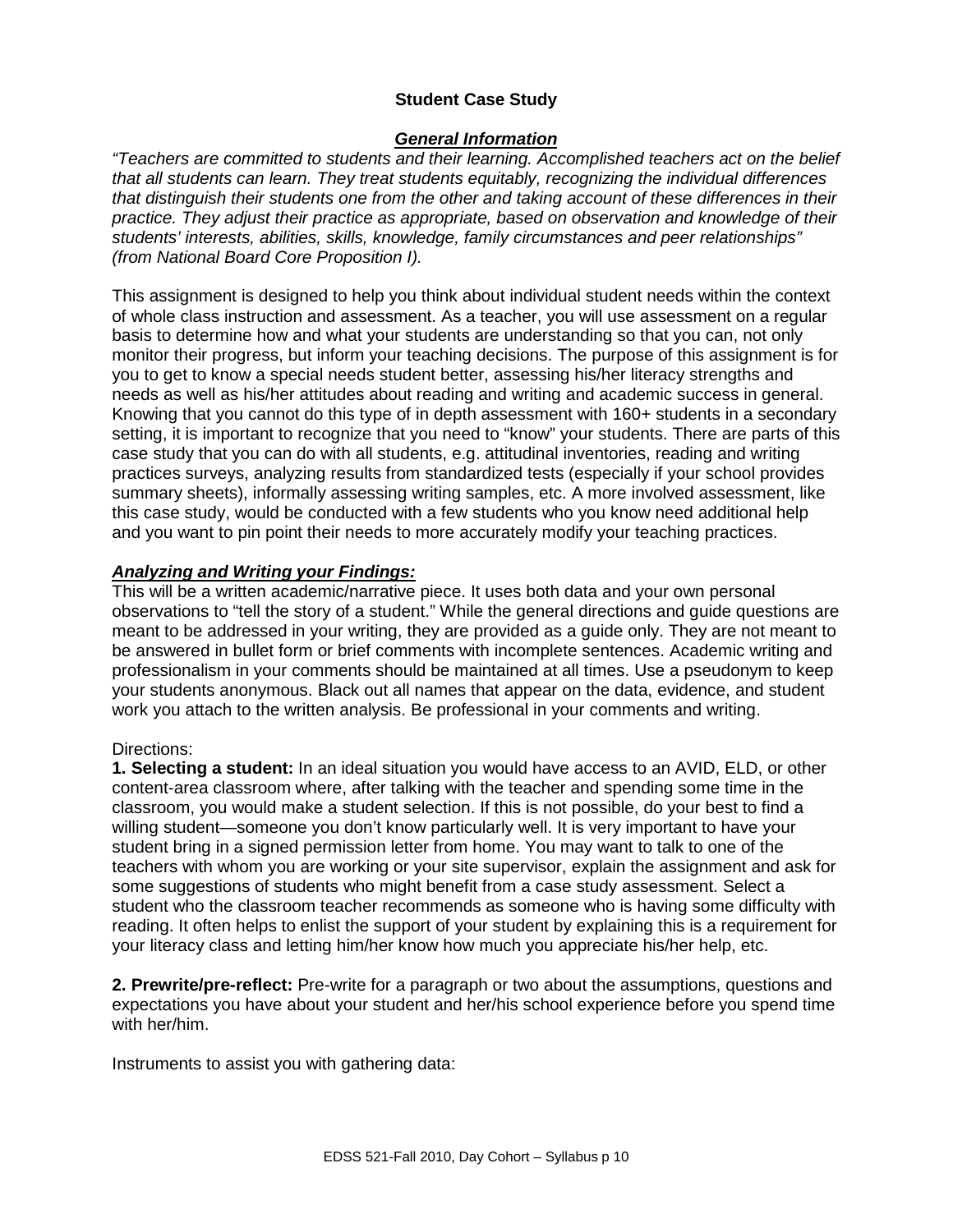## Student Case Study

### ***General Information***

*"Teachers are committed to students and their learning. Accomplished teachers act on the belief that all students can learn. They treat students equitably, recognizing the individual differences that distinguish their students one from the other and taking account of these differences in their practice. They adjust their practice as appropriate, based on observation and knowledge of their students' interests, abilities, skills, knowledge, family circumstances and peer relationships" (from National Board Core Proposition I).*

This assignment is designed to help you think about individual student needs within the context of whole class instruction and assessment. As a teacher, you will use assessment on a regular basis to determine how and what your students are understanding so that you can, not only monitor their progress, but inform your teaching decisions. The purpose of this assignment is for you to get to know a special needs student better, assessing his/her literacy strengths and needs as well as his/her attitudes about reading and writing and academic success in general. Knowing that you cannot do this type of in depth assessment with 160+ students in a secondary setting, it is important to recognize that you need to "know" your students. There are parts of this case study that you can do with all students, e.g. attitudinal inventories, reading and writing practices surveys, analyzing results from standardized tests (especially if your school provides summary sheets), informally assessing writing samples, etc. A more involved assessment, like this case study, would be conducted with a few students who you know need additional help and you want to pin point their needs to more accurately modify your teaching practices.

### ***Analyzing and Writing your Findings:***

This will be a written academic/narrative piece. It uses both data and your own personal observations to "tell the story of a student." While the general directions and guide questions are meant to be addressed in your writing, they are provided as a guide only. They are not meant to be answered in bullet form or brief comments with incomplete sentences. Academic writing and professionalism in your comments should be maintained at all times. Use a pseudonym to keep your students anonymous. Black out all names that appear on the data, evidence, and student work you attach to the written analysis. Be professional in your comments and writing.

Directions:

**1. Selecting a student:** In an ideal situation you would have access to an AVID, ELD, or other content-area classroom where, after talking with the teacher and spending some time in the classroom, you would make a student selection. If this is not possible, do your best to find a willing student—someone you don't know particularly well. It is very important to have your student bring in a signed permission letter from home. You may want to talk to one of the teachers with whom you are working or your site supervisor, explain the assignment and ask for some suggestions of students who might benefit from a case study assessment. Select a student who the classroom teacher recommends as someone who is having some difficulty with reading. It often helps to enlist the support of your student by explaining this is a requirement for your literacy class and letting him/her know how much you appreciate his/her help, etc.

**2. Prewrite/pre-reflect:** Pre-write for a paragraph or two about the assumptions, questions and expectations you have about your student and her/his school experience before you spend time with her/him.

Instruments to assist you with gathering data: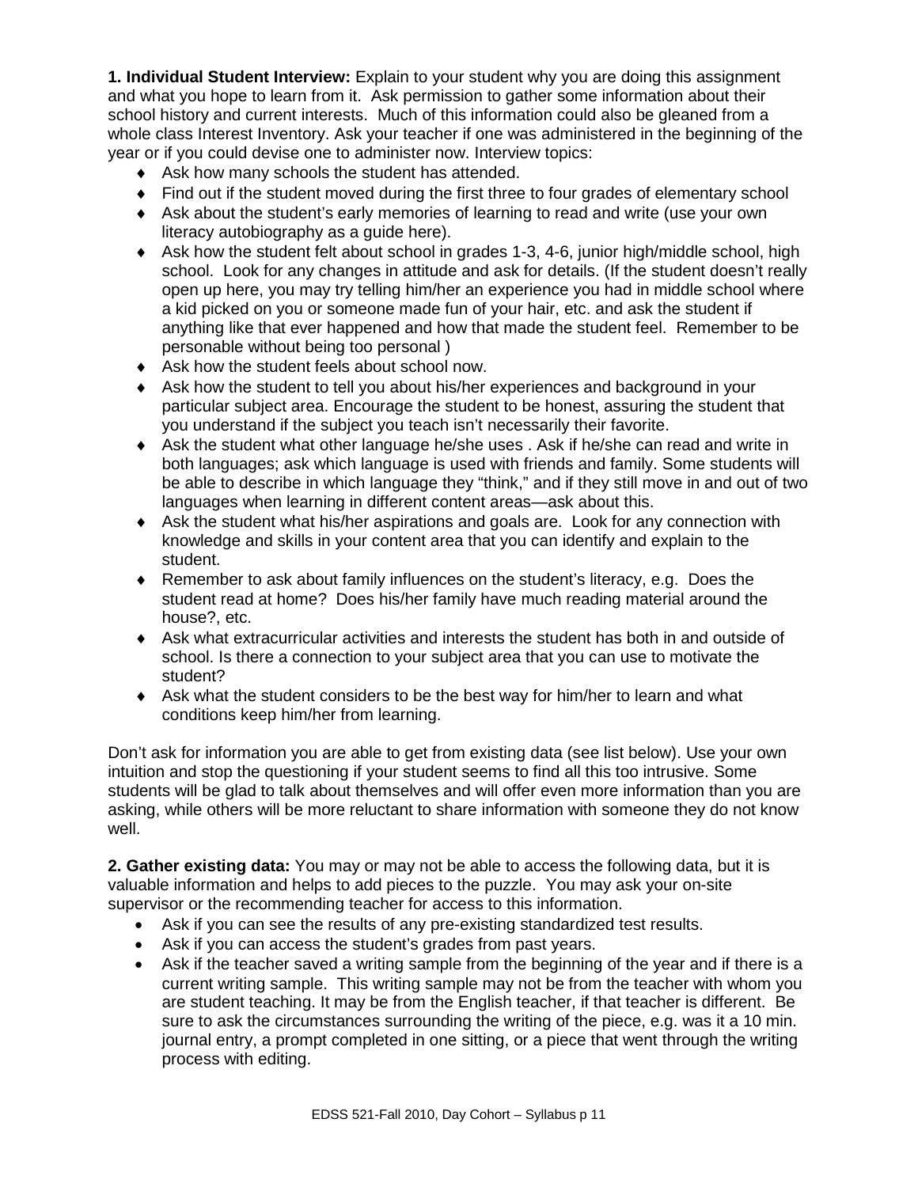**1. Individual Student Interview:** Explain to your student why you are doing this assignment and what you hope to learn from it. Ask permission to gather some information about their school history and current interests. Much of this information could also be gleaned from a whole class Interest Inventory. Ask your teacher if one was administered in the beginning of the year or if you could devise one to administer now. Interview topics:

- Ask how many schools the student has attended.
- Find out if the student moved during the first three to four grades of elementary school
- Ask about the student's early memories of learning to read and write (use your own literacy autobiography as a guide here).
- Ask how the student felt about school in grades 1-3, 4-6, junior high/middle school, high school. Look for any changes in attitude and ask for details. (If the student doesn't really open up here, you may try telling him/her an experience you had in middle school where a kid picked on you or someone made fun of your hair, etc. and ask the student if anything like that ever happened and how that made the student feel. Remember to be personable without being too personal )
- Ask how the student feels about school now.
- Ask how the student to tell you about his/her experiences and background in your particular subject area. Encourage the student to be honest, assuring the student that you understand if the subject you teach isn't necessarily their favorite.
- Ask the student what other language he/she uses . Ask if he/she can read and write in both languages; ask which language is used with friends and family. Some students will be able to describe in which language they "think," and if they still move in and out of two languages when learning in different content areas—ask about this.
- Ask the student what his/her aspirations and goals are. Look for any connection with knowledge and skills in your content area that you can identify and explain to the student.
- Remember to ask about family influences on the student's literacy, e.g. Does the student read at home? Does his/her family have much reading material around the house?, etc.
- Ask what extracurricular activities and interests the student has both in and outside of school. Is there a connection to your subject area that you can use to motivate the student?
- Ask what the student considers to be the best way for him/her to learn and what conditions keep him/her from learning.

Don't ask for information you are able to get from existing data (see list below). Use your own intuition and stop the questioning if your student seems to find all this too intrusive. Some students will be glad to talk about themselves and will offer even more information than you are asking, while others will be more reluctant to share information with someone they do not know well.

**2. Gather existing data:** You may or may not be able to access the following data, but it is valuable information and helps to add pieces to the puzzle. You may ask your on-site supervisor or the recommending teacher for access to this information.

- Ask if you can see the results of any pre-existing standardized test results.
- Ask if you can access the student's grades from past years.
- Ask if the teacher saved a writing sample from the beginning of the year and if there is a current writing sample. This writing sample may not be from the teacher with whom you are student teaching. It may be from the English teacher, if that teacher is different. Be sure to ask the circumstances surrounding the writing of the piece, e.g. was it a 10 min. journal entry, a prompt completed in one sitting, or a piece that went through the writing process with editing.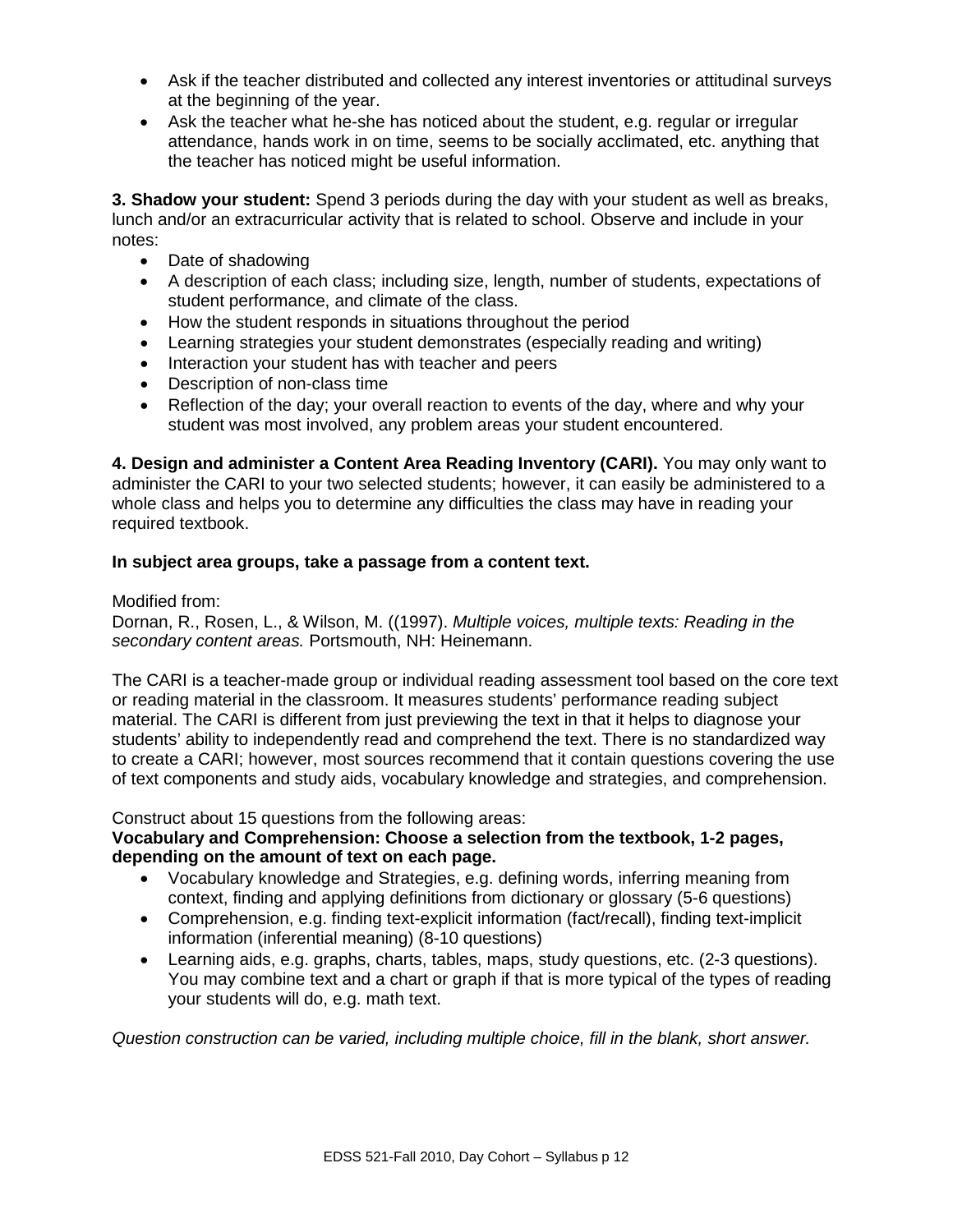- Ask if the teacher distributed and collected any interest inventories or attitudinal surveys at the beginning of the year.
- Ask the teacher what he-she has noticed about the student, e.g. regular or irregular attendance, hands work in on time, seems to be socially acclimated, etc. anything that the teacher has noticed might be useful information.

**3. Shadow your student:** Spend 3 periods during the day with your student as well as breaks, lunch and/or an extracurricular activity that is related to school. Observe and include in your notes:

- Date of shadowing
- A description of each class; including size, length, number of students, expectations of student performance, and climate of the class.
- How the student responds in situations throughout the period
- Learning strategies your student demonstrates (especially reading and writing)
- Interaction your student has with teacher and peers
- Description of non-class time
- Reflection of the day; your overall reaction to events of the day, where and why your student was most involved, any problem areas your student encountered.

**4. Design and administer a Content Area Reading Inventory (CARI).** You may only want to administer the CARI to your two selected students; however, it can easily be administered to a whole class and helps you to determine any difficulties the class may have in reading your required textbook.

**In subject area groups, take a passage from a content text.**

Modified from:
Dornan, R., Rosen, L., & Wilson, M. ((1997). *Multiple voices, multiple texts: Reading in the secondary content areas.* Portsmouth, NH: Heinemann.

The CARI is a teacher-made group or individual reading assessment tool based on the core text or reading material in the classroom. It measures students' performance reading subject material. The CARI is different from just previewing the text in that it helps to diagnose your students' ability to independently read and comprehend the text. There is no standardized way to create a CARI; however, most sources recommend that it contain questions covering the use of text components and study aids, vocabulary knowledge and strategies, and comprehension.

Construct about 15 questions from the following areas:
**Vocabulary and Comprehension: Choose a selection from the textbook, 1-2 pages, depending on the amount of text on each page.**

- Vocabulary knowledge and Strategies, e.g. defining words, inferring meaning from context, finding and applying definitions from dictionary or glossary (5-6 questions)
- Comprehension, e.g. finding text-explicit information (fact/recall), finding text-implicit information (inferential meaning) (8-10 questions)
- Learning aids, e.g. graphs, charts, tables, maps, study questions, etc. (2-3 questions). You may combine text and a chart or graph if that is more typical of the types of reading your students will do, e.g. math text.

*Question construction can be varied, including multiple choice, fill in the blank, short answer.*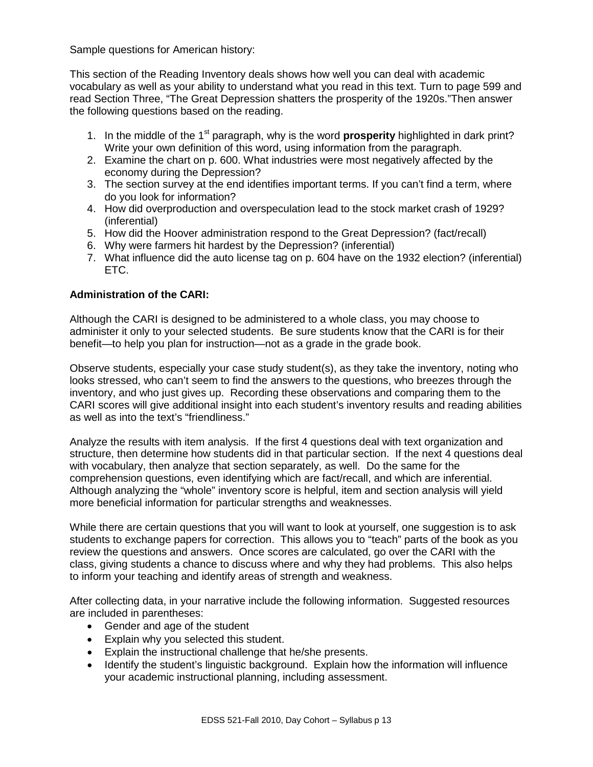Sample questions for American history:

This section of the Reading Inventory deals shows how well you can deal with academic vocabulary as well as your ability to understand what you read in this text. Turn to page 599 and read Section Three, "The Great Depression shatters the prosperity of the 1920s."Then answer the following questions based on the reading.

1. In the middle of the 1st paragraph, why is the word **prosperity** highlighted in dark print? Write your own definition of this word, using information from the paragraph.
2. Examine the chart on p. 600. What industries were most negatively affected by the economy during the Depression?
3. The section survey at the end identifies important terms. If you can't find a term, where do you look for information?
4. How did overproduction and overspeculation lead to the stock market crash of 1929? (inferential)
5. How did the Hoover administration respond to the Great Depression? (fact/recall)
6. Why were farmers hit hardest by the Depression? (inferential)
7. What influence did the auto license tag on p. 604 have on the 1932 election? (inferential) ETC.

**Administration of the CARI:**

Although the CARI is designed to be administered to a whole class, you may choose to administer it only to your selected students. Be sure students know that the CARI is for their benefit—to help you plan for instruction—not as a grade in the grade book.

Observe students, especially your case study student(s), as they take the inventory, noting who looks stressed, who can't seem to find the answers to the questions, who breezes through the inventory, and who just gives up. Recording these observations and comparing them to the CARI scores will give additional insight into each student's inventory results and reading abilities as well as into the text's "friendliness."

Analyze the results with item analysis. If the first 4 questions deal with text organization and structure, then determine how students did in that particular section. If the next 4 questions deal with vocabulary, then analyze that section separately, as well. Do the same for the comprehension questions, even identifying which are fact/recall, and which are inferential. Although analyzing the "whole" inventory score is helpful, item and section analysis will yield more beneficial information for particular strengths and weaknesses.

While there are certain questions that you will want to look at yourself, one suggestion is to ask students to exchange papers for correction. This allows you to "teach" parts of the book as you review the questions and answers. Once scores are calculated, go over the CARI with the class, giving students a chance to discuss where and why they had problems. This also helps to inform your teaching and identify areas of strength and weakness.

After collecting data, in your narrative include the following information. Suggested resources are included in parentheses:

- Gender and age of the student
- Explain why you selected this student.
- Explain the instructional challenge that he/she presents.
- Identify the student's linguistic background. Explain how the information will influence your academic instructional planning, including assessment.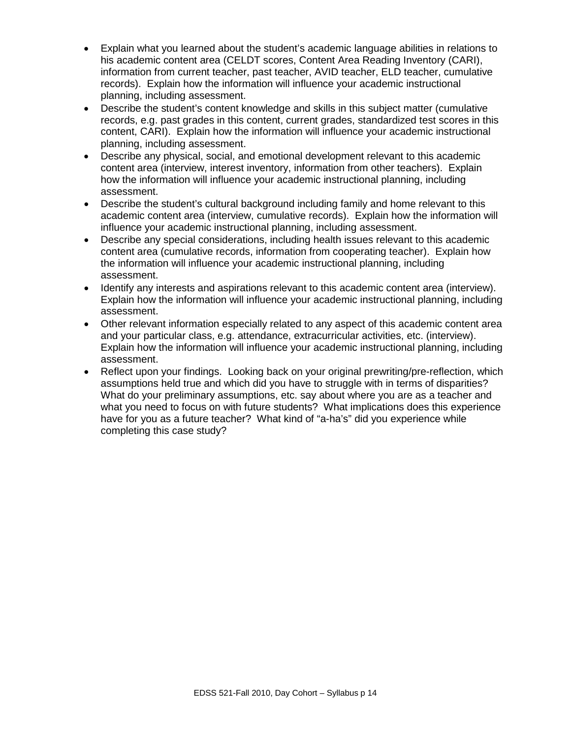- Explain what you learned about the student's academic language abilities in relations to his academic content area (CELDT scores, Content Area Reading Inventory (CARI), information from current teacher, past teacher, AVID teacher, ELD teacher, cumulative records). Explain how the information will influence your academic instructional planning, including assessment.
- Describe the student's content knowledge and skills in this subject matter (cumulative records, e.g. past grades in this content, current grades, standardized test scores in this content, CARI). Explain how the information will influence your academic instructional planning, including assessment.
- Describe any physical, social, and emotional development relevant to this academic content area (interview, interest inventory, information from other teachers). Explain how the information will influence your academic instructional planning, including assessment.
- Describe the student's cultural background including family and home relevant to this academic content area (interview, cumulative records). Explain how the information will influence your academic instructional planning, including assessment.
- Describe any special considerations, including health issues relevant to this academic content area (cumulative records, information from cooperating teacher). Explain how the information will influence your academic instructional planning, including assessment.
- Identify any interests and aspirations relevant to this academic content area (interview). Explain how the information will influence your academic instructional planning, including assessment.
- Other relevant information especially related to any aspect of this academic content area and your particular class, e.g. attendance, extracurricular activities, etc. (interview). Explain how the information will influence your academic instructional planning, including assessment.
- Reflect upon your findings. Looking back on your original prewriting/pre-reflection, which assumptions held true and which did you have to struggle with in terms of disparities? What do your preliminary assumptions, etc. say about where you are as a teacher and what you need to focus on with future students? What implications does this experience have for you as a future teacher? What kind of "a-ha's" did you experience while completing this case study?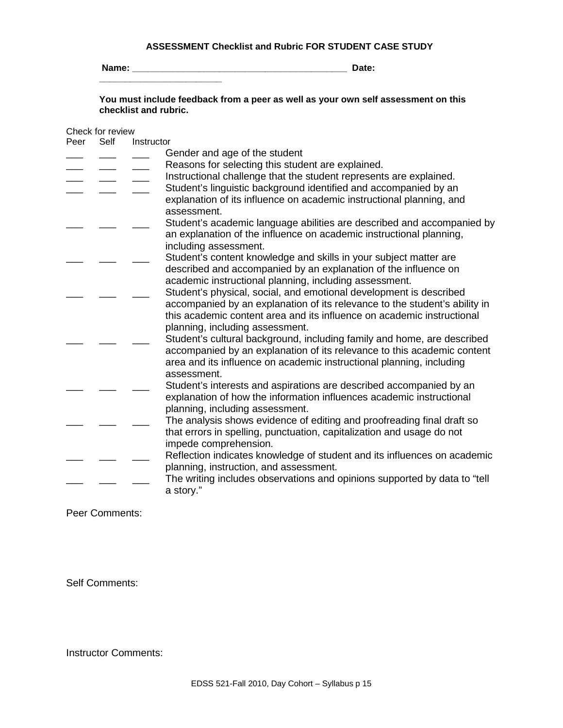### ASSESSMENT Checklist and Rubric FOR STUDENT CASE STUDY

**Name: ________________________________________ Date: ________________________**

**You must include feedback from a peer as well as your own self assessment on this checklist and rubric.**

Check for review

| Peer | Self | Instructor | |
|---|---|---|---|
| ___ | ___ | ___ | Gender and age of the student |
| ___ | ___ | ___ | Reasons for selecting this student are explained. |
| ___ | ___ | ___ | Instructional challenge that the student represents are explained. |
| ___ | ___ | ___ | Student's linguistic background identified and accompanied by an explanation of its influence on academic instructional planning, and assessment. |
| ___ | ___ | ___ | Student's academic language abilities are described and accompanied by an explanation of the influence on academic instructional planning, including assessment. |
| ___ | ___ | ___ | Student's content knowledge and skills in your subject matter are described and accompanied by an explanation of the influence on academic instructional planning, including assessment. |
| ___ | ___ | ___ | Student's physical, social, and emotional development is described accompanied by an explanation of its relevance to the student's ability in this academic content area and its influence on academic instructional planning, including assessment. |
| ___ | ___ | ___ | Student's cultural background, including family and home, are described accompanied by an explanation of its relevance to this academic content area and its influence on academic instructional planning, including assessment. |
| ___ | ___ | ___ | Student's interests and aspirations are described accompanied by an explanation of how the information influences academic instructional planning, including assessment. |
| ___ | ___ | ___ | The analysis shows evidence of editing and proofreading final draft so that errors in spelling, punctuation, capitalization and usage do not impede comprehension. |
| ___ | ___ | ___ | Reflection indicates knowledge of student and its influences on academic planning, instruction, and assessment. |
| ___ | ___ | ___ | The writing includes observations and opinions supported by data to "tell a story." |

Peer Comments:

Self Comments:

Instructor Comments: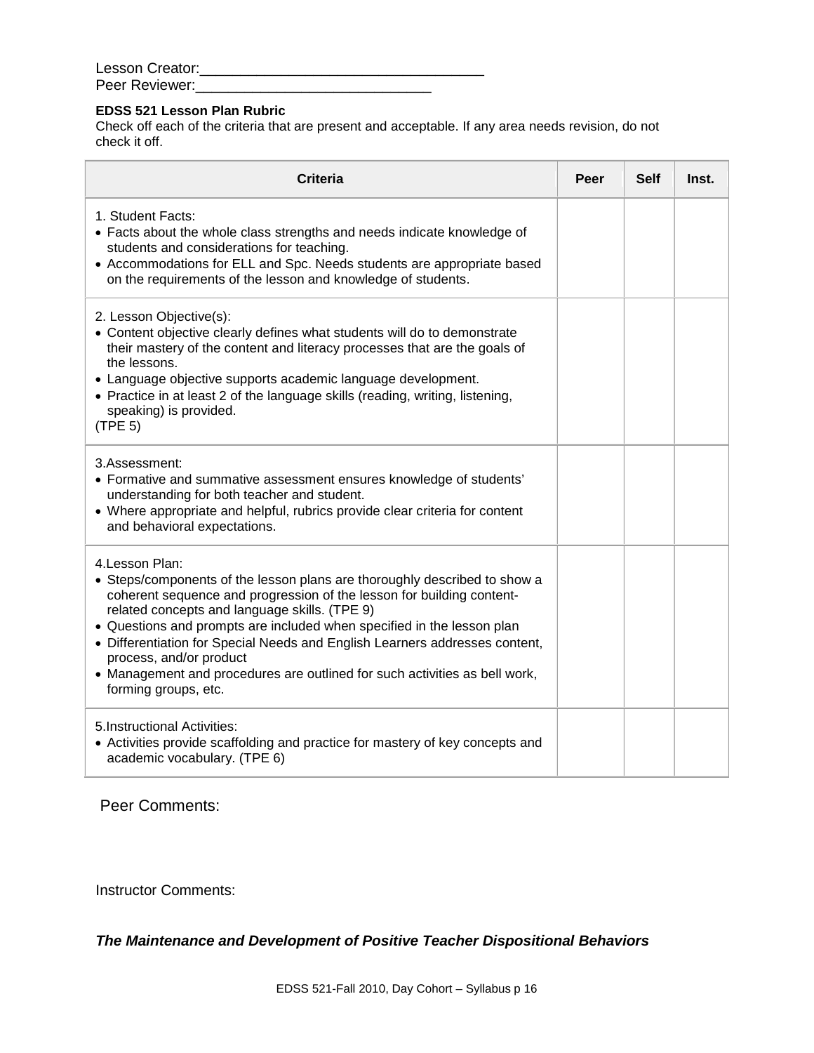Lesson Creator:___________________________________

Peer Reviewer:_____________________________

**EDSS 521 Lesson Plan Rubric**

Check off each of the criteria that are present and acceptable. If any area needs revision, do not check it off.

| Criteria | Peer | Self | Inst. |
|---|---|---|---|
| 1. Student Facts:<br>• Facts about the whole class strengths and needs indicate knowledge of students and considerations for teaching.<br>• Accommodations for ELL and Spc. Needs students are appropriate based on the requirements of the lesson and knowledge of students. | | | |
| 2. Lesson Objective(s):<br>• Content objective clearly defines what students will do to demonstrate their mastery of the content and literacy processes that are the goals of the lessons.<br>• Language objective supports academic language development.<br>• Practice in at least 2 of the language skills (reading, writing, listening, speaking) is provided.<br>(TPE 5) | | | |
| 3.Assessment:<br>• Formative and summative assessment ensures knowledge of students' understanding for both teacher and student.<br>• Where appropriate and helpful, rubrics provide clear criteria for content and behavioral expectations. | | | |
| 4.Lesson Plan:<br>• Steps/components of the lesson plans are thoroughly described to show a coherent sequence and progression of the lesson for building content-related concepts and language skills. (TPE 9)<br>• Questions and prompts are included when specified in the lesson plan<br>• Differentiation for Special Needs and English Learners addresses content, process, and/or product<br>• Management and procedures are outlined for such activities as bell work, forming groups, etc. | | | |
| 5.Instructional Activities:<br>• Activities provide scaffolding and practice for mastery of key concepts and academic vocabulary. (TPE 6) | | | |

Peer Comments:

Instructor Comments:

***The Maintenance and Development of Positive Teacher Dispositional Behaviors***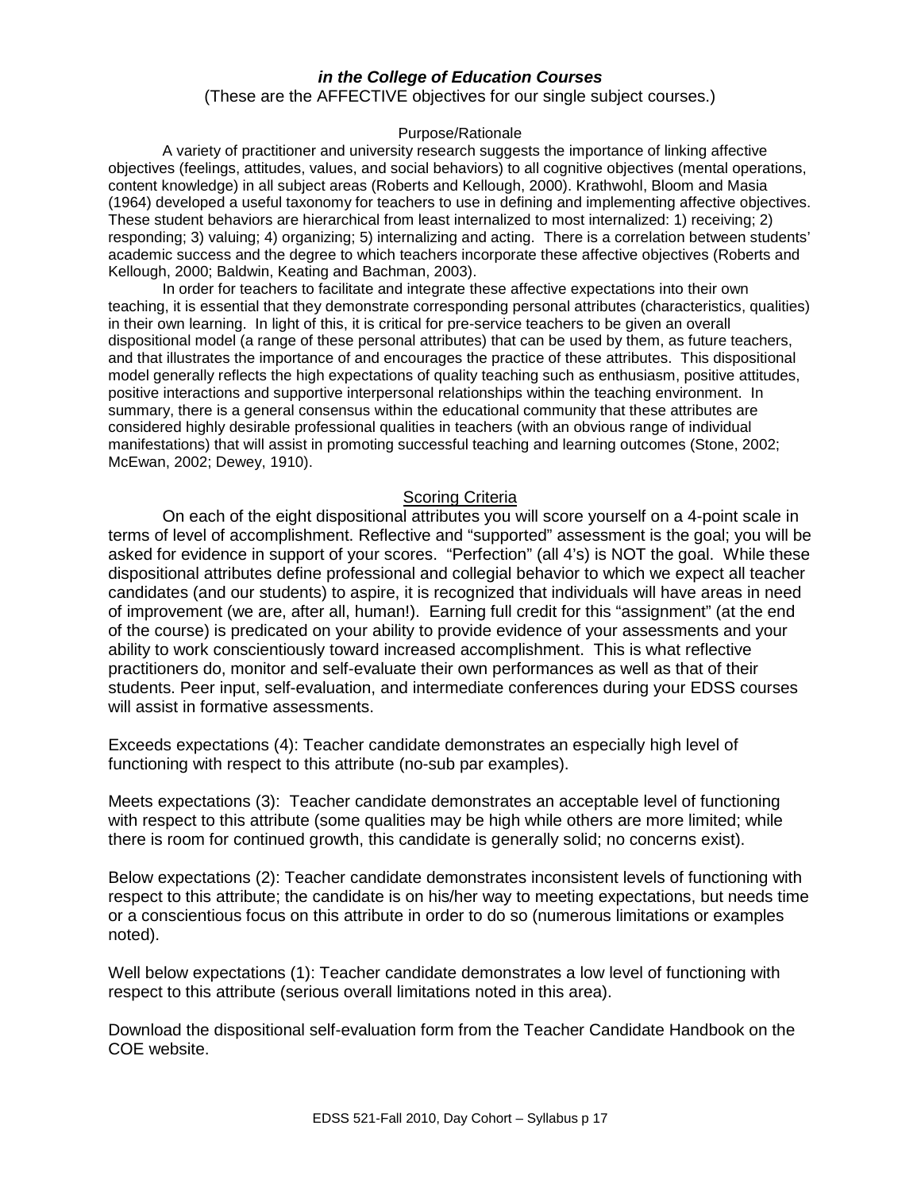***in the College of Education Courses***

(These are the AFFECTIVE objectives for our single subject courses.)

Purpose/Rationale

A variety of practitioner and university research suggests the importance of linking affective objectives (feelings, attitudes, values, and social behaviors) to all cognitive objectives (mental operations, content knowledge) in all subject areas (Roberts and Kellough, 2000). Krathwohl, Bloom and Masia (1964) developed a useful taxonomy for teachers to use in defining and implementing affective objectives. These student behaviors are hierarchical from least internalized to most internalized: 1) receiving; 2) responding; 3) valuing; 4) organizing; 5) internalizing and acting. There is a correlation between students' academic success and the degree to which teachers incorporate these affective objectives (Roberts and Kellough, 2000; Baldwin, Keating and Bachman, 2003).

In order for teachers to facilitate and integrate these affective expectations into their own teaching, it is essential that they demonstrate corresponding personal attributes (characteristics, qualities) in their own learning. In light of this, it is critical for pre-service teachers to be given an overall dispositional model (a range of these personal attributes) that can be used by them, as future teachers, and that illustrates the importance of and encourages the practice of these attributes. This dispositional model generally reflects the high expectations of quality teaching such as enthusiasm, positive attitudes, positive interactions and supportive interpersonal relationships within the teaching environment. In summary, there is a general consensus within the educational community that these attributes are considered highly desirable professional qualities in teachers (with an obvious range of individual manifestations) that will assist in promoting successful teaching and learning outcomes (Stone, 2002; McEwan, 2002; Dewey, 1910).

Scoring Criteria

On each of the eight dispositional attributes you will score yourself on a 4-point scale in terms of level of accomplishment. Reflective and "supported" assessment is the goal; you will be asked for evidence in support of your scores. "Perfection" (all 4's) is NOT the goal. While these dispositional attributes define professional and collegial behavior to which we expect all teacher candidates (and our students) to aspire, it is recognized that individuals will have areas in need of improvement (we are, after all, human!). Earning full credit for this "assignment" (at the end of the course) is predicated on your ability to provide evidence of your assessments and your ability to work conscientiously toward increased accomplishment. This is what reflective practitioners do, monitor and self-evaluate their own performances as well as that of their students. Peer input, self-evaluation, and intermediate conferences during your EDSS courses will assist in formative assessments.

Exceeds expectations (4): Teacher candidate demonstrates an especially high level of functioning with respect to this attribute (no-sub par examples).

Meets expectations (3): Teacher candidate demonstrates an acceptable level of functioning with respect to this attribute (some qualities may be high while others are more limited; while there is room for continued growth, this candidate is generally solid; no concerns exist).

Below expectations (2): Teacher candidate demonstrates inconsistent levels of functioning with respect to this attribute; the candidate is on his/her way to meeting expectations, but needs time or a conscientious focus on this attribute in order to do so (numerous limitations or examples noted).

Well below expectations (1): Teacher candidate demonstrates a low level of functioning with respect to this attribute (serious overall limitations noted in this area).

Download the dispositional self-evaluation form from the Teacher Candidate Handbook on the COE website.